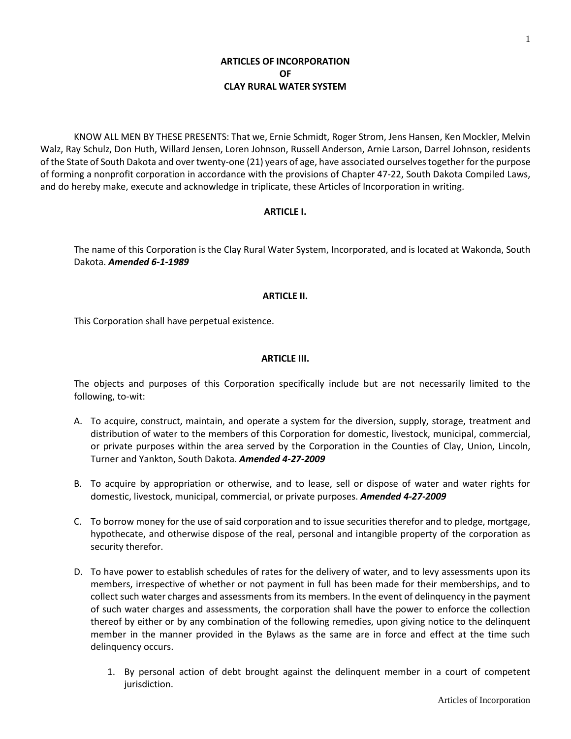# ARTICLES OF INCORPORATION OF CLAY RURAL WATER SYSTEM

KNOW ALL MEN BY THESE PRESENTS: That we, Ernie Schmidt, Roger Strom, Jens Hansen, Ken Mockler, Melvin Walz, Ray Schulz, Don Huth, Willard Jensen, Loren Johnson, Russell Anderson, Arnie Larson, Darrel Johnson, residents of the State of South Dakota and over twenty-one (21) years of age, have associated ourselves together for the purpose of forming a nonprofit corporation in accordance with the provisions of Chapter 47-22, South Dakota Compiled Laws, and do hereby make, execute and acknowledge in triplicate, these Articles of Incorporation in writing.

## ARTICLE I.

The name of this Corporation is the Clay Rural Water System, Incorporated, and is located at Wakonda, South Dakota. ***Amended 6-1-1989***

## ARTICLE II.

This Corporation shall have perpetual existence.

## ARTICLE III.

The objects and purposes of this Corporation specifically include but are not necessarily limited to the following, to-wit:

A. To acquire, construct, maintain, and operate a system for the diversion, supply, storage, treatment and distribution of water to the members of this Corporation for domestic, livestock, municipal, commercial, or private purposes within the area served by the Corporation in the Counties of Clay, Union, Lincoln, Turner and Yankton, South Dakota. ***Amended 4-27-2009***

B. To acquire by appropriation or otherwise, and to lease, sell or dispose of water and water rights for domestic, livestock, municipal, commercial, or private purposes. ***Amended 4-27-2009***

C. To borrow money for the use of said corporation and to issue securities therefor and to pledge, mortgage, hypothecate, and otherwise dispose of the real, personal and intangible property of the corporation as security therefor.

D. To have power to establish schedules of rates for the delivery of water, and to levy assessments upon its members, irrespective of whether or not payment in full has been made for their memberships, and to collect such water charges and assessments from its members. In the event of delinquency in the payment of such water charges and assessments, the corporation shall have the power to enforce the collection thereof by either or by any combination of the following remedies, upon giving notice to the delinquent member in the manner provided in the Bylaws as the same are in force and effect at the time such delinquency occurs.

   1. By personal action of debt brought against the delinquent member in a court of competent jurisdiction.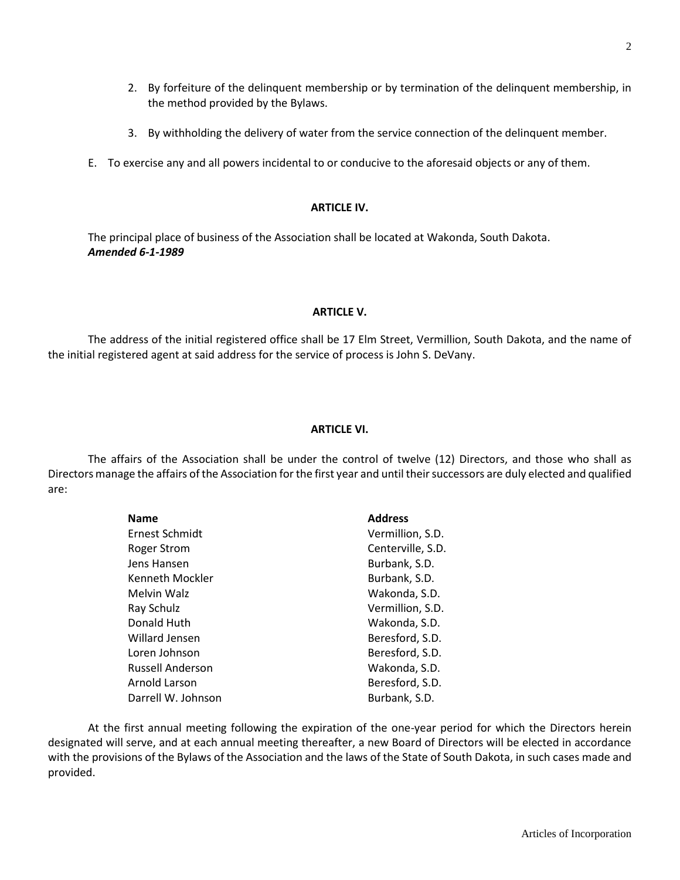2. By forfeiture of the delinquent membership or by termination of the delinquent membership, in the method provided by the Bylaws.

3. By withholding the delivery of water from the service connection of the delinquent member.

E. To exercise any and all powers incidental to or conducive to the aforesaid objects or any of them.

**ARTICLE IV.**

The principal place of business of the Association shall be located at Wakonda, South Dakota.
***Amended 6-1-1989***

**ARTICLE V.**

The address of the initial registered office shall be 17 Elm Street, Vermillion, South Dakota, and the name of the initial registered agent at said address for the service of process is John S. DeVany.

**ARTICLE VI.**

The affairs of the Association shall be under the control of twelve (12) Directors, and those who shall as Directors manage the affairs of the Association for the first year and until their successors are duly elected and qualified are:

| **Name** | **Address** |
|---|---|
| Ernest Schmidt | Vermillion, S.D. |
| Roger Strom | Centerville, S.D. |
| Jens Hansen | Burbank, S.D. |
| Kenneth Mockler | Burbank, S.D. |
| Melvin Walz | Wakonda, S.D. |
| Ray Schulz | Vermillion, S.D. |
| Donald Huth | Wakonda, S.D. |
| Willard Jensen | Beresford, S.D. |
| Loren Johnson | Beresford, S.D. |
| Russell Anderson | Wakonda, S.D. |
| Arnold Larson | Beresford, S.D. |
| Darrell W. Johnson | Burbank, S.D. |

At the first annual meeting following the expiration of the one-year period for which the Directors herein designated will serve, and at each annual meeting thereafter, a new Board of Directors will be elected in accordance with the provisions of the Bylaws of the Association and the laws of the State of South Dakota, in such cases made and provided.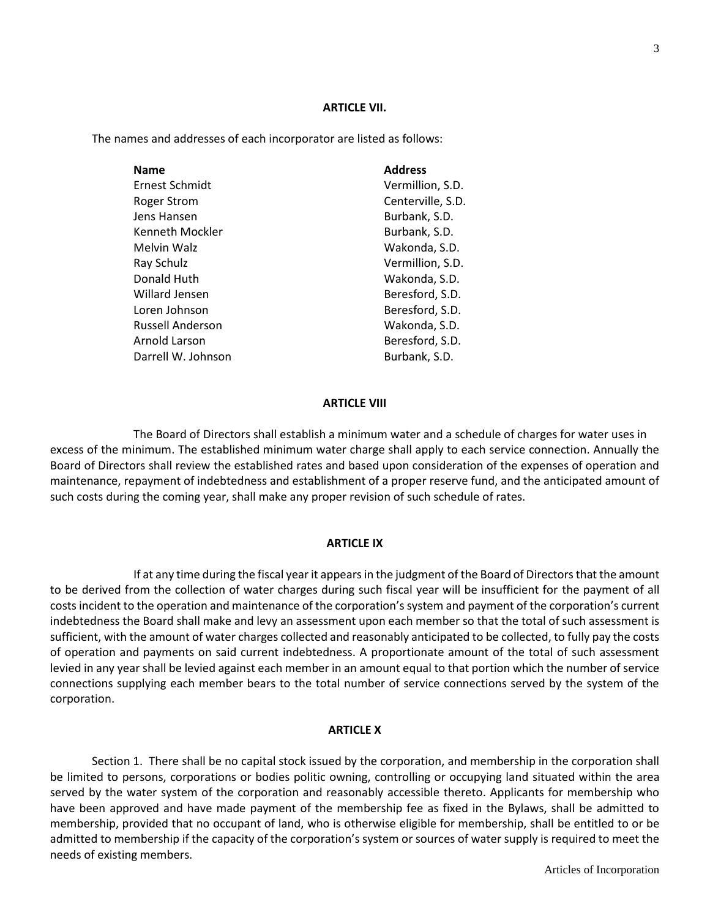## ARTICLE VII.

The names and addresses of each incorporator are listed as follows:

| Name | Address |
|---|---|
| Ernest Schmidt | Vermillion, S.D. |
| Roger Strom | Centerville, S.D. |
| Jens Hansen | Burbank, S.D. |
| Kenneth Mockler | Burbank, S.D. |
| Melvin Walz | Wakonda, S.D. |
| Ray Schulz | Vermillion, S.D. |
| Donald Huth | Wakonda, S.D. |
| Willard Jensen | Beresford, S.D. |
| Loren Johnson | Beresford, S.D. |
| Russell Anderson | Wakonda, S.D. |
| Arnold Larson | Beresford, S.D. |
| Darrell W. Johnson | Burbank, S.D. |

## ARTICLE VIII

The Board of Directors shall establish a minimum water and a schedule of charges for water uses in excess of the minimum. The established minimum water charge shall apply to each service connection. Annually the Board of Directors shall review the established rates and based upon consideration of the expenses of operation and maintenance, repayment of indebtedness and establishment of a proper reserve fund, and the anticipated amount of such costs during the coming year, shall make any proper revision of such schedule of rates.

## ARTICLE IX

If at any time during the fiscal year it appears in the judgment of the Board of Directors that the amount to be derived from the collection of water charges during such fiscal year will be insufficient for the payment of all costs incident to the operation and maintenance of the corporation's system and payment of the corporation's current indebtedness the Board shall make and levy an assessment upon each member so that the total of such assessment is sufficient, with the amount of water charges collected and reasonably anticipated to be collected, to fully pay the costs of operation and payments on said current indebtedness. A proportionate amount of the total of such assessment levied in any year shall be levied against each member in an amount equal to that portion which the number of service connections supplying each member bears to the total number of service connections served by the system of the corporation.

## ARTICLE X

Section 1. There shall be no capital stock issued by the corporation, and membership in the corporation shall be limited to persons, corporations or bodies politic owning, controlling or occupying land situated within the area served by the water system of the corporation and reasonably accessible thereto. Applicants for membership who have been approved and have made payment of the membership fee as fixed in the Bylaws, shall be admitted to membership, provided that no occupant of land, who is otherwise eligible for membership, shall be entitled to or be admitted to membership if the capacity of the corporation's system or sources of water supply is required to meet the needs of existing members.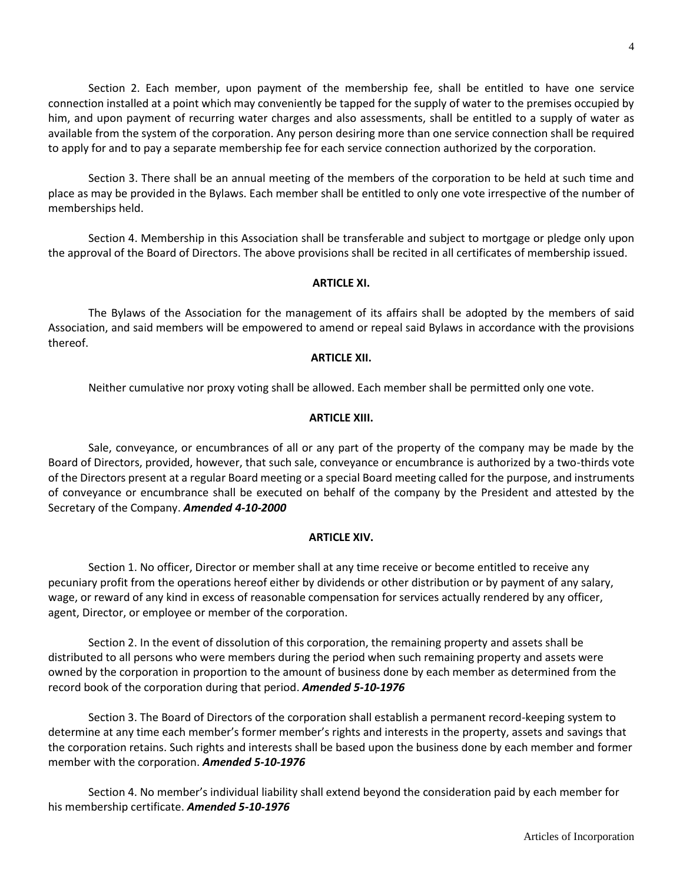Section 2. Each member, upon payment of the membership fee, shall be entitled to have one service connection installed at a point which may conveniently be tapped for the supply of water to the premises occupied by him, and upon payment of recurring water charges and also assessments, shall be entitled to a supply of water as available from the system of the corporation. Any person desiring more than one service connection shall be required to apply for and to pay a separate membership fee for each service connection authorized by the corporation.

Section 3. There shall be an annual meeting of the members of the corporation to be held at such time and place as may be provided in the Bylaws. Each member shall be entitled to only one vote irrespective of the number of memberships held.

Section 4. Membership in this Association shall be transferable and subject to mortgage or pledge only upon the approval of the Board of Directors. The above provisions shall be recited in all certificates of membership issued.

## ARTICLE XI.

The Bylaws of the Association for the management of its affairs shall be adopted by the members of said Association, and said members will be empowered to amend or repeal said Bylaws in accordance with the provisions thereof.

## ARTICLE XII.

Neither cumulative nor proxy voting shall be allowed. Each member shall be permitted only one vote.

## ARTICLE XIII.

Sale, conveyance, or encumbrances of all or any part of the property of the company may be made by the Board of Directors, provided, however, that such sale, conveyance or encumbrance is authorized by a two-thirds vote of the Directors present at a regular Board meeting or a special Board meeting called for the purpose, and instruments of conveyance or encumbrance shall be executed on behalf of the company by the President and attested by the Secretary of the Company. ***Amended 4-10-2000***

## ARTICLE XIV.

Section 1. No officer, Director or member shall at any time receive or become entitled to receive any pecuniary profit from the operations hereof either by dividends or other distribution or by payment of any salary, wage, or reward of any kind in excess of reasonable compensation for services actually rendered by any officer, agent, Director, or employee or member of the corporation.

Section 2. In the event of dissolution of this corporation, the remaining property and assets shall be distributed to all persons who were members during the period when such remaining property and assets were owned by the corporation in proportion to the amount of business done by each member as determined from the record book of the corporation during that period. ***Amended 5-10-1976***

Section 3. The Board of Directors of the corporation shall establish a permanent record-keeping system to determine at any time each member's former member's rights and interests in the property, assets and savings that the corporation retains. Such rights and interests shall be based upon the business done by each member and former member with the corporation. ***Amended 5-10-1976***

Section 4. No member's individual liability shall extend beyond the consideration paid by each member for his membership certificate. ***Amended 5-10-1976***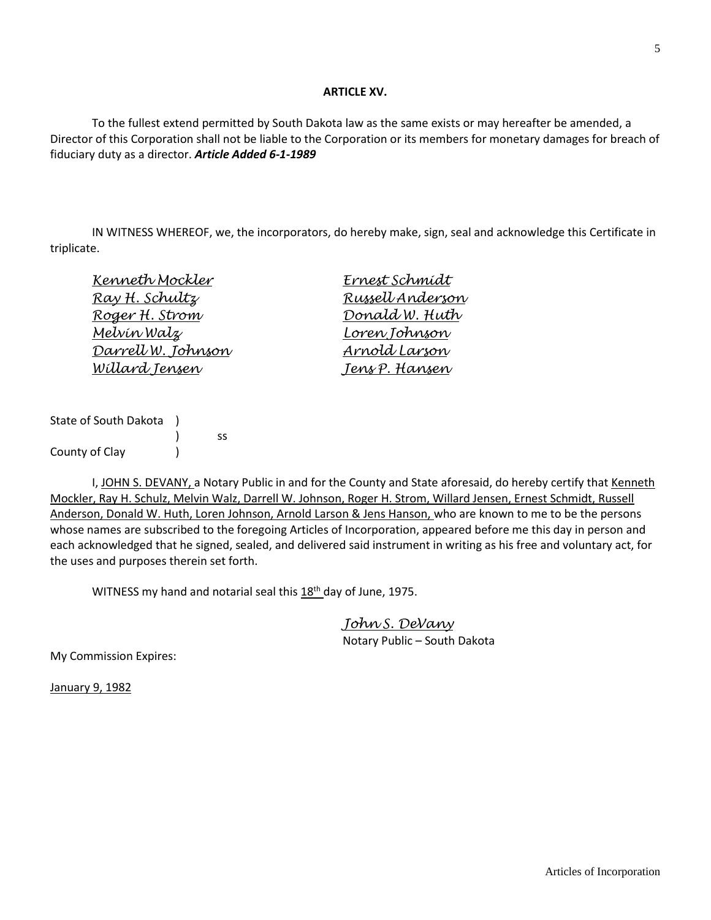**ARTICLE XV.**

To the fullest extend permitted by South Dakota law as the same exists or may hereafter be amended, a Director of this Corporation shall not be liable to the Corporation or its members for monetary damages for breach of fiduciary duty as a director. ***Article Added 6-1-1989***

IN WITNESS WHEREOF, we, the incorporators, do hereby make, sign, seal and acknowledge this Certificate in triplicate.

| | |
|---|---|
| *Kenneth Mockler* | *Ernest Schmidt* |
| *Ray H. Schultz* | *Russell Anderson* |
| *Roger H. Strom* | *Donald W. Huth* |
| *Melvin Walz* | *Loren Johnson* |
| *Darrell W. Johnson* | *Arnold Larson* |
| *Willard Jensen* | *Jens P. Hansen* |

State of South Dakota )
) ss
County of Clay )

I, JOHN S. DEVANY, a Notary Public in and for the County and State aforesaid, do hereby certify that Kenneth Mockler, Ray H. Schulz, Melvin Walz, Darrell W. Johnson, Roger H. Strom, Willard Jensen, Ernest Schmidt, Russell Anderson, Donald W. Huth, Loren Johnson, Arnold Larson & Jens Hanson, who are known to me to be the persons whose names are subscribed to the foregoing Articles of Incorporation, appeared before me this day in person and each acknowledged that he signed, sealed, and delivered said instrument in writing as his free and voluntary act, for the uses and purposes therein set forth.

WITNESS my hand and notarial seal this 18th day of June, 1975.

*John S. DeVany*
Notary Public – South Dakota

My Commission Expires:

January 9, 1982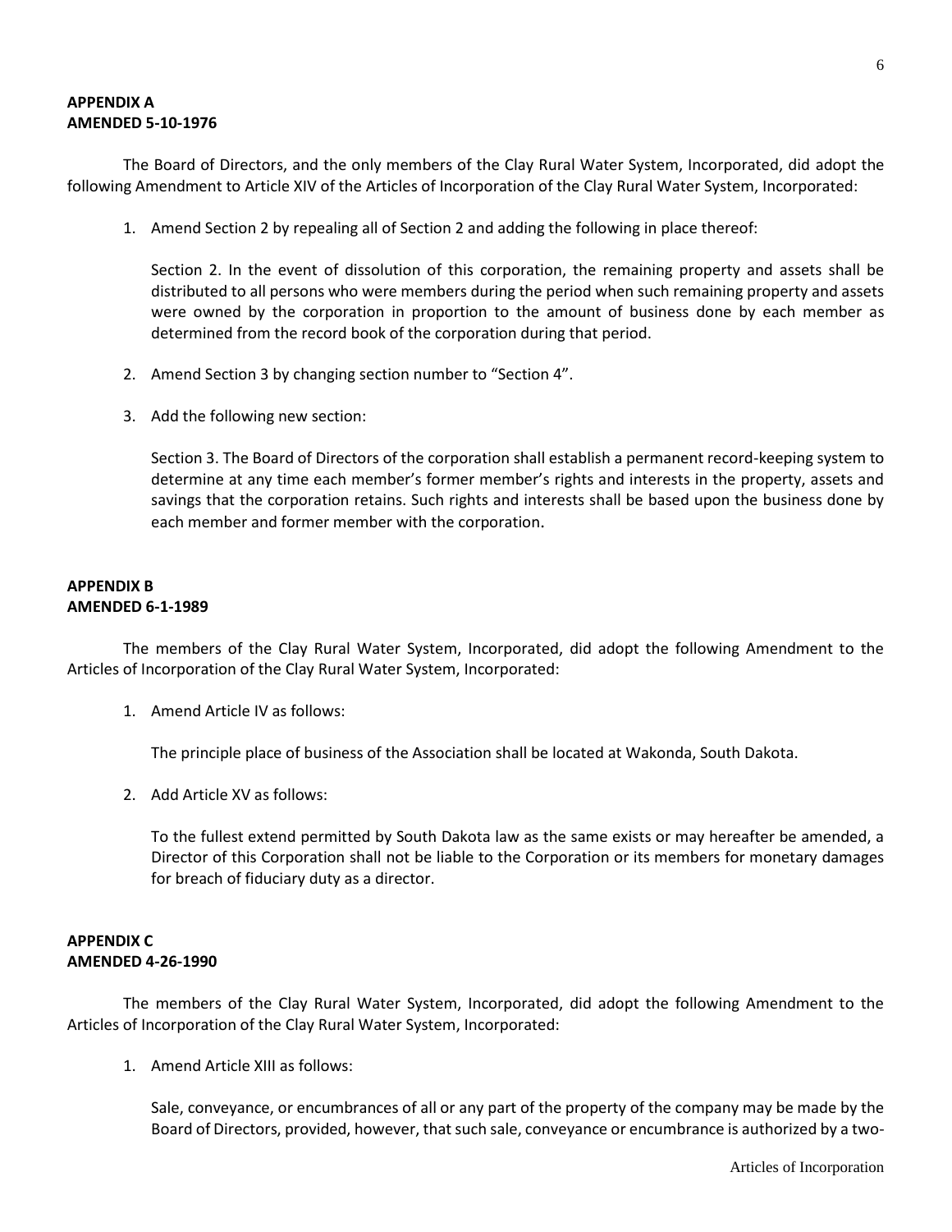**APPENDIX A**
**AMENDED 5-10-1976**

The Board of Directors, and the only members of the Clay Rural Water System, Incorporated, did adopt the following Amendment to Article XIV of the Articles of Incorporation of the Clay Rural Water System, Incorporated:

1. Amend Section 2 by repealing all of Section 2 and adding the following in place thereof:

   Section 2. In the event of dissolution of this corporation, the remaining property and assets shall be distributed to all persons who were members during the period when such remaining property and assets were owned by the corporation in proportion to the amount of business done by each member as determined from the record book of the corporation during that period.

2. Amend Section 3 by changing section number to "Section 4".

3. Add the following new section:

   Section 3. The Board of Directors of the corporation shall establish a permanent record-keeping system to determine at any time each member's former member's rights and interests in the property, assets and savings that the corporation retains. Such rights and interests shall be based upon the business done by each member and former member with the corporation.

**APPENDIX B**
**AMENDED 6-1-1989**

The members of the Clay Rural Water System, Incorporated, did adopt the following Amendment to the Articles of Incorporation of the Clay Rural Water System, Incorporated:

1. Amend Article IV as follows:

   The principle place of business of the Association shall be located at Wakonda, South Dakota.

2. Add Article XV as follows:

   To the fullest extend permitted by South Dakota law as the same exists or may hereafter be amended, a Director of this Corporation shall not be liable to the Corporation or its members for monetary damages for breach of fiduciary duty as a director.

**APPENDIX C**
**AMENDED 4-26-1990**

The members of the Clay Rural Water System, Incorporated, did adopt the following Amendment to the Articles of Incorporation of the Clay Rural Water System, Incorporated:

1. Amend Article XIII as follows:

   Sale, conveyance, or encumbrances of all or any part of the property of the company may be made by the Board of Directors, provided, however, that such sale, conveyance or encumbrance is authorized by a two-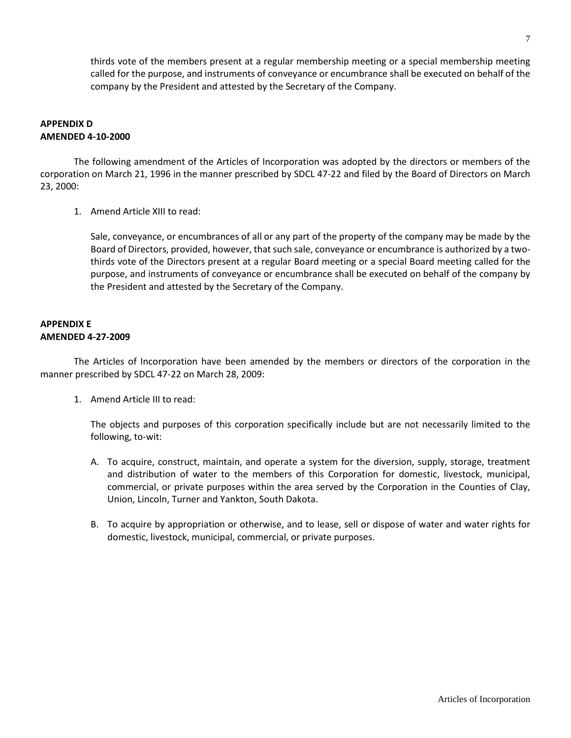thirds vote of the members present at a regular membership meeting or a special membership meeting called for the purpose, and instruments of conveyance or encumbrance shall be executed on behalf of the company by the President and attested by the Secretary of the Company.

**APPENDIX D**
**AMENDED 4-10-2000**

The following amendment of the Articles of Incorporation was adopted by the directors or members of the corporation on March 21, 1996 in the manner prescribed by SDCL 47-22 and filed by the Board of Directors on March 23, 2000:

1. Amend Article XIII to read:

   Sale, conveyance, or encumbrances of all or any part of the property of the company may be made by the Board of Directors, provided, however, that such sale, conveyance or encumbrance is authorized by a two-thirds vote of the Directors present at a regular Board meeting or a special Board meeting called for the purpose, and instruments of conveyance or encumbrance shall be executed on behalf of the company by the President and attested by the Secretary of the Company.

**APPENDIX E**
**AMENDED 4-27-2009**

The Articles of Incorporation have been amended by the members or directors of the corporation in the manner prescribed by SDCL 47-22 on March 28, 2009:

1. Amend Article III to read:

   The objects and purposes of this corporation specifically include but are not necessarily limited to the following, to-wit:

   A. To acquire, construct, maintain, and operate a system for the diversion, supply, storage, treatment and distribution of water to the members of this Corporation for domestic, livestock, municipal, commercial, or private purposes within the area served by the Corporation in the Counties of Clay, Union, Lincoln, Turner and Yankton, South Dakota.

   B. To acquire by appropriation or otherwise, and to lease, sell or dispose of water and water rights for domestic, livestock, municipal, commercial, or private purposes.